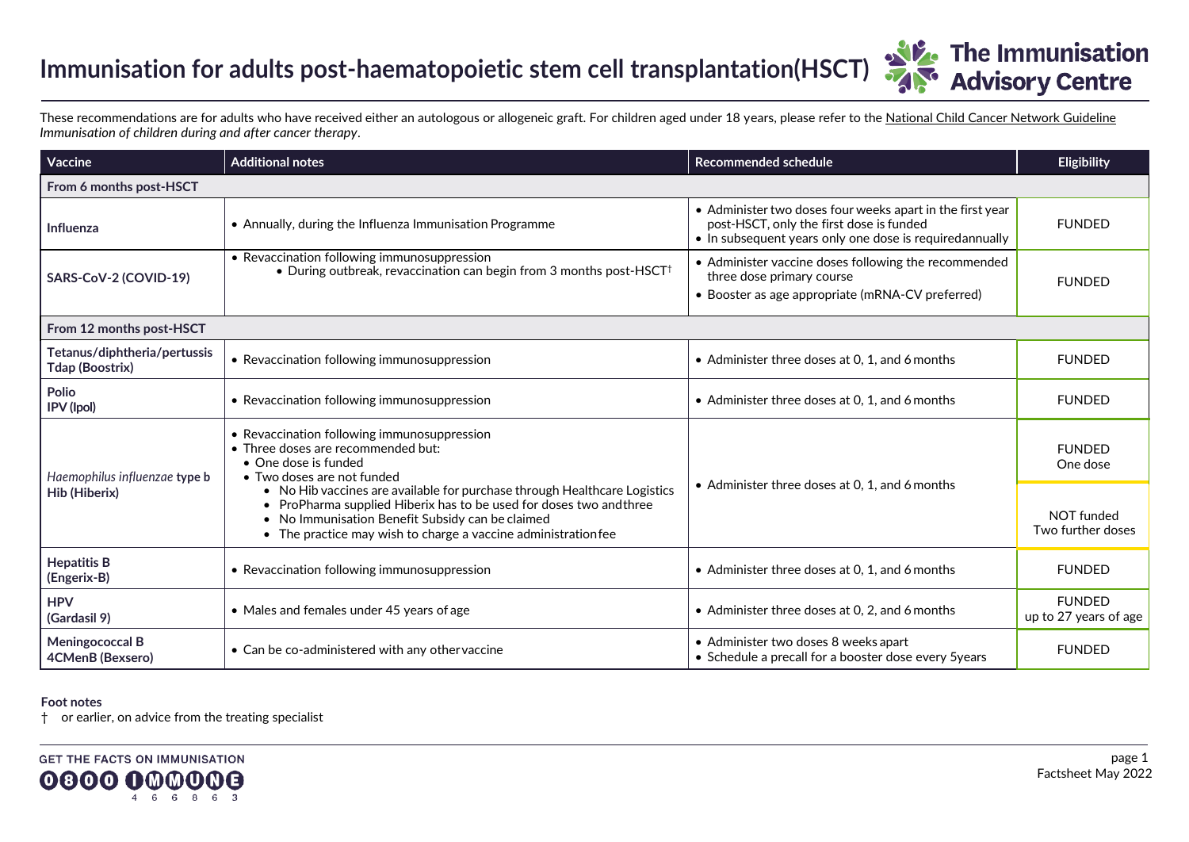# Immunisation for adults post-haematopoietic stem cell transplantation(HSCT)

These recommendations are for adults who have received either an autologous or allogeneic graft. For children aged under 18 years, please refer to the National Child Cancer Network Guideline *Immunisation of children during and after cancer therapy*.

| Vaccine | Additional notes | Recommended schedule | Eligibility |
|---|---|---|---|
| **From 6 months post-HSCT** | | | |
| **Influenza** | • Annually, during the Influenza Immunisation Programme | • Administer two doses four weeks apart in the first year post-HSCT, only the first dose is funded<br>• In subsequent years only one dose is required annually | FUNDED |
| **SARS-CoV-2 (COVID-19)** | • Revaccination following immunosuppression<br>• During outbreak, revaccination can begin from 3 months post-HSCT† | • Administer vaccine doses following the recommended three dose primary course<br>• Booster as age appropriate (mRNA-CV preferred) | FUNDED |
| **From 12 months post-HSCT** | | | |
| **Tetanus/diphtheria/pertussis Tdap (Boostrix)** | • Revaccination following immunosuppression | • Administer three doses at 0, 1, and 6 months | FUNDED |
| **Polio IPV (Ipol)** | • Revaccination following immunosuppression | • Administer three doses at 0, 1, and 6 months | FUNDED |
| *Haemophilus influenzae* **type b Hib (Hiberix)** | • Revaccination following immunosuppression<br>• Three doses are recommended but:<br>• One dose is funded<br>• Two doses are not funded<br>• No Hib vaccines are available for purchase through Healthcare Logistics<br>• ProPharma supplied Hiberix has to be used for doses two and three<br>• No Immunisation Benefit Subsidy can be claimed<br>• The practice may wish to charge a vaccine administration fee | • Administer three doses at 0, 1, and 6 months | FUNDED One dose<br><br>NOT funded Two further doses |
| **Hepatitis B (Engerix-B)** | • Revaccination following immunosuppression | • Administer three doses at 0, 1, and 6 months | FUNDED |
| **HPV (Gardasil 9)** | • Males and females under 45 years of age | • Administer three doses at 0, 2, and 6 months | FUNDED up to 27 years of age |
| **Meningococcal B 4CMenB (Bexsero)** | • Can be co-administered with any other vaccine | • Administer two doses 8 weeks apart<br>• Schedule a precall for a booster dose every 5 years | FUNDED |

**Foot notes**

† or earlier, on advice from the treating specialist

GET THE FACTS ON IMMUNISATION 0800 IMMUNE 466863

Factsheet May 2022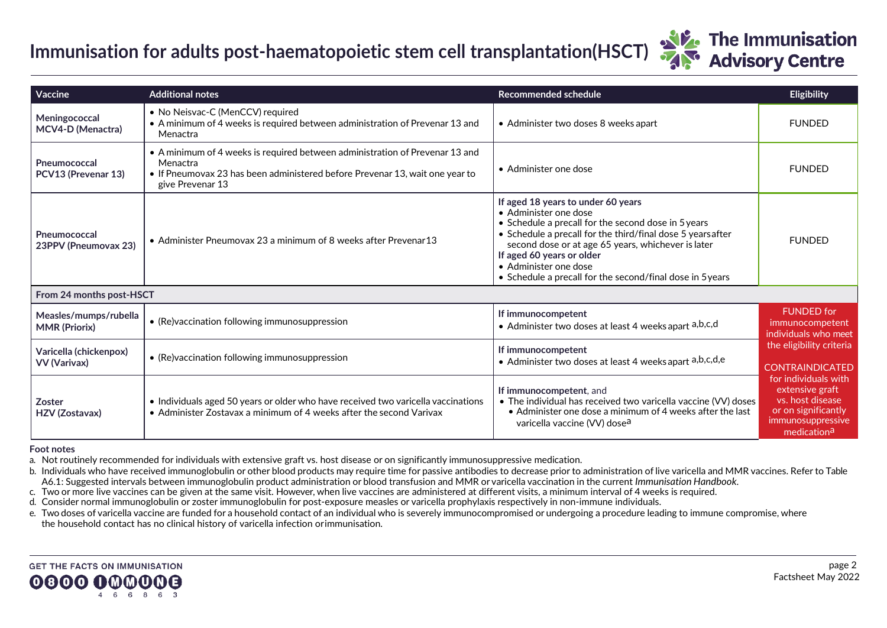# Immunisation for adults post-haematopoietic stem cell transplantation(HSCT)

The Immunisation Advisory Centre

| Vaccine | Additional notes | Recommended schedule | Eligibility |
|---|---|---|---|
| **Meningococcal MCV4-D (Menactra)** | • No Neisvac-C (MenCCV) required<br>• A minimum of 4 weeks is required between administration of Prevenar 13 and Menactra | • Administer two doses 8 weeks apart | FUNDED |
| **Pneumococcal PCV13 (Prevenar 13)** | • A minimum of 4 weeks is required between administration of Prevenar 13 and Menactra<br>• If Pneumovax 23 has been administered before Prevenar 13, wait one year to give Prevenar 13 | • Administer one dose | FUNDED |
| **Pneumococcal 23PPV (Pneumovax 23)** | • Administer Pneumovax 23 a minimum of 8 weeks after Prevenar13 | **If aged 18 years to under 60 years**<br>• Administer one dose<br>• Schedule a precall for the second dose in 5 years<br>• Schedule a precall for the third/final dose 5 years after second dose or at age 65 years, whichever is later<br>**If aged 60 years or older**<br>• Administer one dose<br>• Schedule a precall for the second/final dose in 5 years | FUNDED |
| **From 24 months post-HSCT** | | | |
| **Measles/mumps/rubella MMR (Priorix)** | • (Re)vaccination following immunosuppression | **If immunocompetent**<br>• Administer two doses at least 4 weeks apart [a,b,c,d] | FUNDED for immunocompetent individuals who meet the eligibility criteria<br><br>CONTRAINDICATED for individuals with extensive graft vs. host disease or on significantly immunosuppressive medication[a] |
| **Varicella (chickenpox) VV (Varivax)** | • (Re)vaccination following immunosuppression | **If immunocompetent**<br>• Administer two doses at least 4 weeks apart [a,b,c,d,e] | |
| **Zoster HZV (Zostavax)** | • Individuals aged 50 years or older who have received two varicella vaccinations<br>• Administer Zostavax a minimum of 4 weeks after the second Varivax | **If immunocompetent**, and<br>• The individual has received two varicella vaccine (VV) doses<br>• Administer one dose a minimum of 4 weeks after the last varicella vaccine (VV) dose[a] | |

**Foot notes**

a. Not routinely recommended for individuals with extensive graft vs. host disease or on significantly immunosuppressive medication.

b. Individuals who have received immunoglobulin or other blood products may require time for passive antibodies to decrease prior to administration of live varicella and MMR vaccines. Refer to Table A6.1: Suggested intervals between immunoglobulin product administration or blood transfusion and MMR or varicella vaccination in the current *Immunisation Handbook*.

c. Two or more live vaccines can be given at the same visit. However, when live vaccines are administered at different visits, a minimum interval of 4 weeks is required.

d. Consider normal immunoglobulin or zoster immunoglobulin for post-exposure measles or varicella prophylaxis respectively in non-immune individuals.

e. Two doses of varicella vaccine are funded for a household contact of an individual who is severely immunocompromised or undergoing a procedure leading to immune compromise, where the household contact has no clinical history of varicella infection or immunisation.

GET THE FACTS ON IMMUNISATION
0800 IMMUNE
466863

Factsheet May 2022